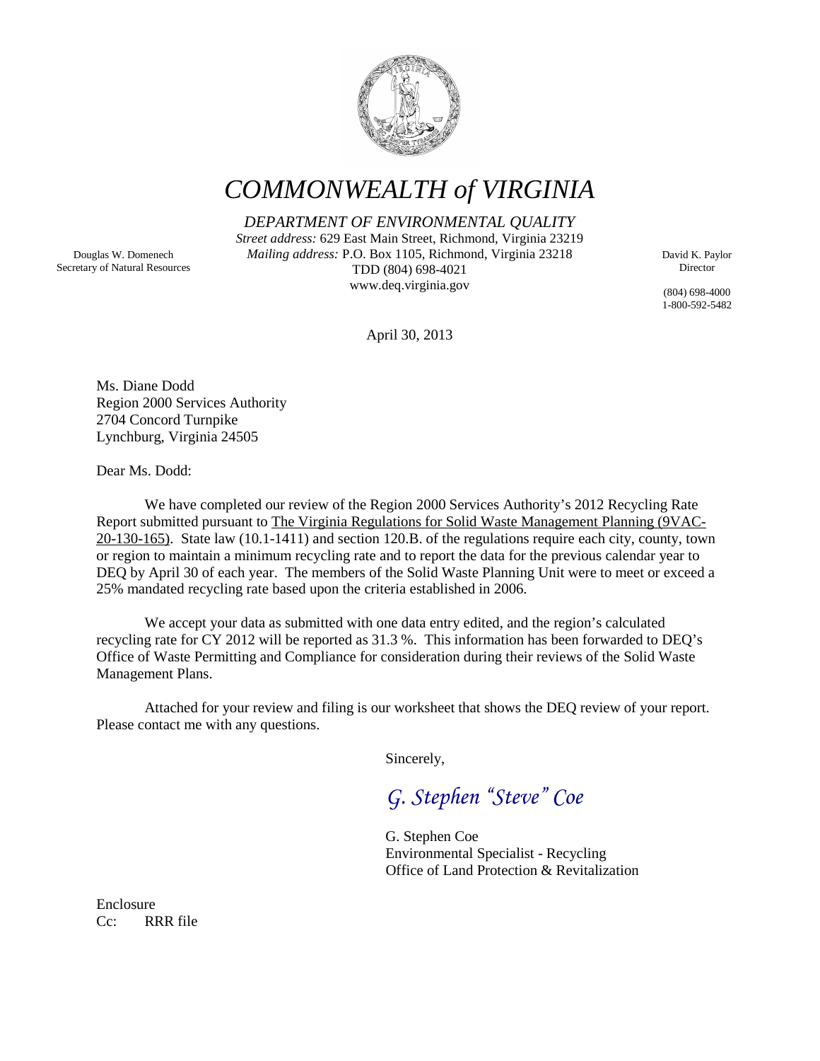# COMMONWEALTH of VIRGINIA

*DEPARTMENT OF ENVIRONMENTAL QUALITY*

*Street address:* 629 East Main Street, Richmond, Virginia 23219
*Mailing address:* P.O. Box 1105, Richmond, Virginia 23218
TDD (804) 698-4021
www.deq.virginia.gov

Douglas W. Domenech
Secretary of Natural Resources

David K. Paylor
Director

(804) 698-4000
1-800-592-5482

April 30, 2013

Ms. Diane Dodd
Region 2000 Services Authority
2704 Concord Turnpike
Lynchburg, Virginia 24505

Dear Ms. Dodd:

We have completed our review of the Region 2000 Services Authority's 2012 Recycling Rate Report submitted pursuant to The Virginia Regulations for Solid Waste Management Planning (9VAC-20-130-165). State law (10.1-1411) and section 120.B. of the regulations require each city, county, town or region to maintain a minimum recycling rate and to report the data for the previous calendar year to DEQ by April 30 of each year. The members of the Solid Waste Planning Unit were to meet or exceed a 25% mandated recycling rate based upon the criteria established in 2006.

We accept your data as submitted with one data entry edited, and the region's calculated recycling rate for CY 2012 will be reported as 31.3 %. This information has been forwarded to DEQ's Office of Waste Permitting and Compliance for consideration during their reviews of the Solid Waste Management Plans.

Attached for your review and filing is our worksheet that shows the DEQ review of your report. Please contact me with any questions.

Sincerely,

*G. Stephen "Steve" Coe*

G. Stephen Coe
Environmental Specialist - Recycling
Office of Land Protection & Revitalization

Enclosure
Cc: RRR file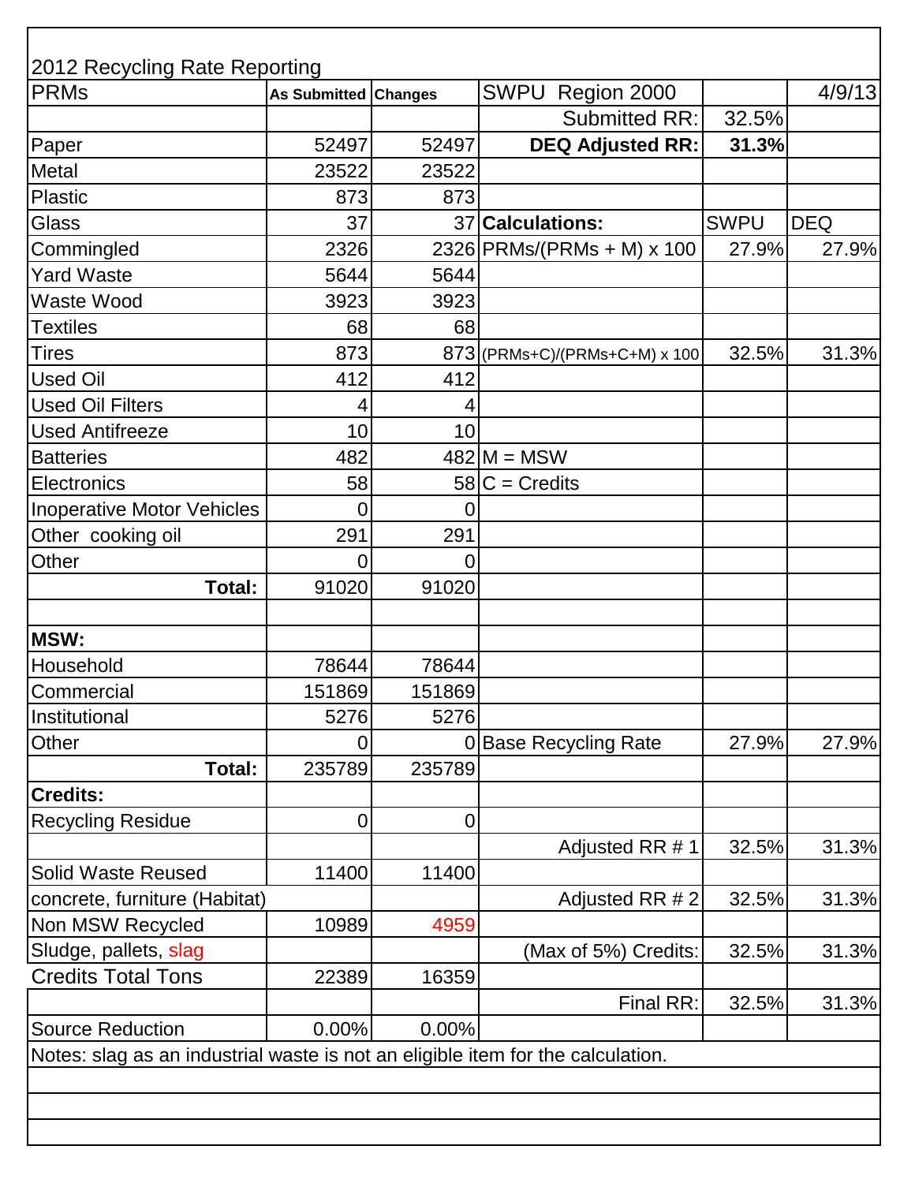## 2012 Recycling Rate Reporting

| PRMs | As Submitted | Changes | SWPU Region 2000 | | 4/9/13 |
|---|---|---|---|---|---|
| | | | Submitted RR: | 32.5% | |
| Paper | 52497 | 52497 | **DEQ Adjusted RR:** | **31.3%** | |
| Metal | 23522 | 23522 | | | |
| Plastic | 873 | 873 | | | |
| Glass | 37 | 37 | **Calculations:** | SWPU | DEQ |
| Commingled | 2326 | 2326 | PRMs/(PRMs + M) x 100 | 27.9% | 27.9% |
| Yard Waste | 5644 | 5644 | | | |
| Waste Wood | 3923 | 3923 | | | |
| Textiles | 68 | 68 | | | |
| Tires | 873 | 873 | (PRMs+C)/(PRMs+C+M) x 100 | 32.5% | 31.3% |
| Used Oil | 412 | 412 | | | |
| Used Oil Filters | 4 | 4 | | | |
| Used Antifreeze | 10 | 10 | | | |
| Batteries | 482 | 482 | M = MSW | | |
| Electronics | 58 | 58 | C = Credits | | |
| Inoperative Motor Vehicles | 0 | 0 | | | |
| Other cooking oil | 291 | 291 | | | |
| Other | 0 | 0 | | | |
| **Total:** | 91020 | 91020 | | | |
| | | | | | |
| **MSW:** | | | | | |
| Household | 78644 | 78644 | | | |
| Commercial | 151869 | 151869 | | | |
| Institutional | 5276 | 5276 | | | |
| Other | 0 | 0 | Base Recycling Rate | 27.9% | 27.9% |
| **Total:** | 235789 | 235789 | | | |
| **Credits:** | | | | | |
| Recycling Residue | 0 | 0 | | | |
| | | | Adjusted RR # 1 | 32.5% | 31.3% |
| Solid Waste Reused | 11400 | 11400 | | | |
| concrete, furniture (Habitat) | | | Adjusted RR # 2 | 32.5% | 31.3% |
| Non MSW Recycled | 10989 | 4959 | | | |
| Sludge, pallets, slag | | | (Max of 5%) Credits: | 32.5% | 31.3% |
| Credits Total Tons | 22389 | 16359 | | | |
| | | | Final RR: | 32.5% | 31.3% |
| Source Reduction | 0.00% | 0.00% | | | |

Notes: slag as an industrial waste is not an eligible item for the calculation.